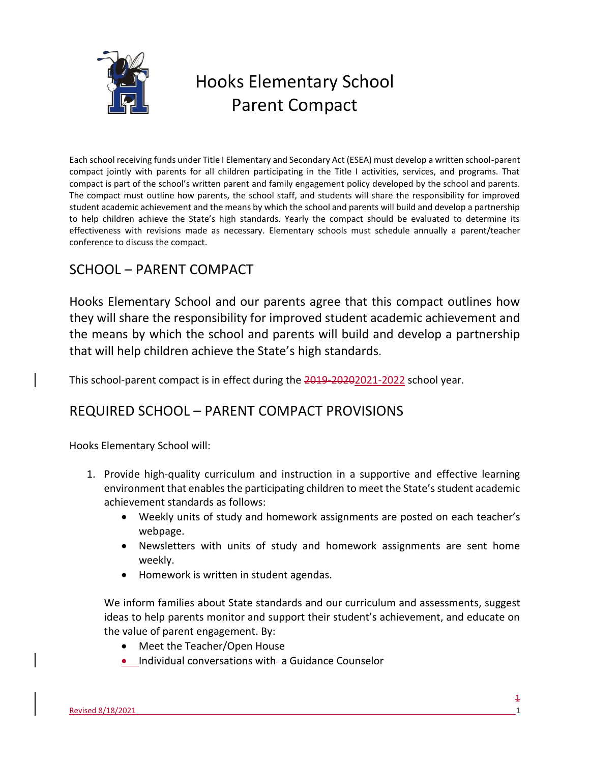# Hooks Elementary School Parent Compact

Each school receiving funds under Title I Elementary and Secondary Act (ESEA) must develop a written school-parent compact jointly with parents for all children participating in the Title I activities, services, and programs. That compact is part of the school's written parent and family engagement policy developed by the school and parents. The compact must outline how parents, the school staff, and students will share the responsibility for improved student academic achievement and the means by which the school and parents will build and develop a partnership to help children achieve the State's high standards. Yearly the compact should be evaluated to determine its effectiveness with revisions made as necessary. Elementary schools must schedule annually a parent/teacher conference to discuss the compact.

## SCHOOL – PARENT COMPACT

Hooks Elementary School and our parents agree that this compact outlines how they will share the responsibility for improved student academic achievement and the means by which the school and parents will build and develop a partnership that will help children achieve the State's high standards.

This school-parent compact is in effect during the ~~2019-2020~~2021-2022 school year.

## REQUIRED SCHOOL – PARENT COMPACT PROVISIONS

Hooks Elementary School will:

1. Provide high-quality curriculum and instruction in a supportive and effective learning environment that enables the participating children to meet the State's student academic achievement standards as follows:
   - Weekly units of study and homework assignments are posted on each teacher's webpage.
   - Newsletters with units of study and homework assignments are sent home weekly.
   - Homework is written in student agendas.

   We inform families about State standards and our curriculum and assessments, suggest ideas to help parents monitor and support their student's achievement, and educate on the value of parent engagement. By:
   - Meet the Teacher/Open House
   - Individual conversations with a Guidance Counselor

Revised 8/18/2021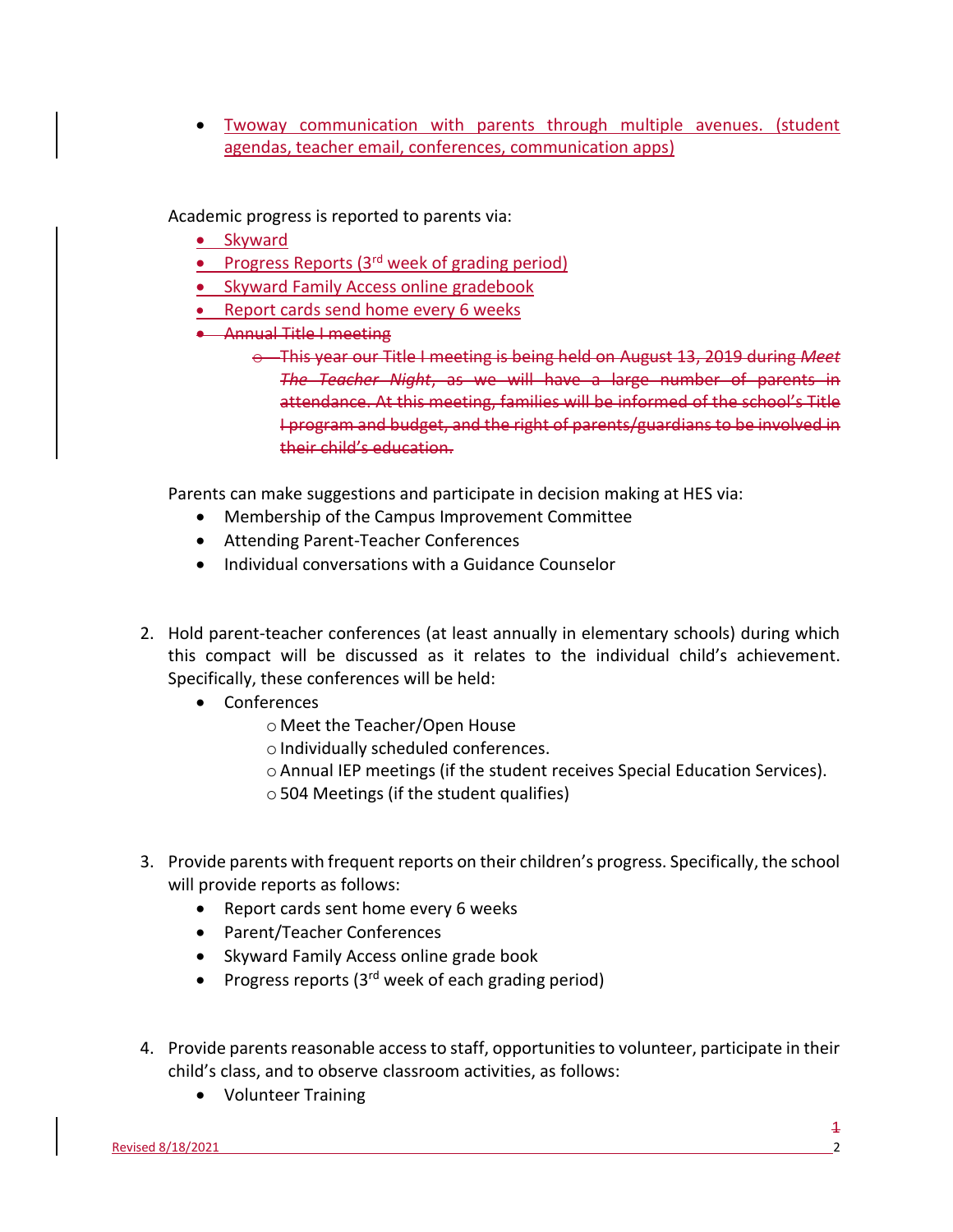- Twoway communication with parents through multiple avenues. (student agendas, teacher email, conferences, communication apps)

Academic progress is reported to parents via:

- Skyward
- Progress Reports (3rd week of grading period)
- Skyward Family Access online gradebook
- Report cards send home every 6 weeks
- ~~Annual Title I meeting~~
  - ~~This year our Title I meeting is being held on August 13, 2019 during *Meet The Teacher Night*, as we will have a large number of parents in attendance. At this meeting, families will be informed of the school's Title I program and budget, and the right of parents/guardians to be involved in their child's education.~~

Parents can make suggestions and participate in decision making at HES via:

- Membership of the Campus Improvement Committee
- Attending Parent-Teacher Conferences
- Individual conversations with a Guidance Counselor

2. Hold parent-teacher conferences (at least annually in elementary schools) during which this compact will be discussed as it relates to the individual child's achievement. Specifically, these conferences will be held:
   - Conferences
     - Meet the Teacher/Open House
     - Individually scheduled conferences.
     - Annual IEP meetings (if the student receives Special Education Services).
     - 504 Meetings (if the student qualifies)

3. Provide parents with frequent reports on their children's progress. Specifically, the school will provide reports as follows:
   - Report cards sent home every 6 weeks
   - Parent/Teacher Conferences
   - Skyward Family Access online grade book
   - Progress reports (3rd week of each grading period)

4. Provide parents reasonable access to staff, opportunities to volunteer, participate in their child's class, and to observe classroom activities, as follows:
   - Volunteer Training

Revised 8/18/2021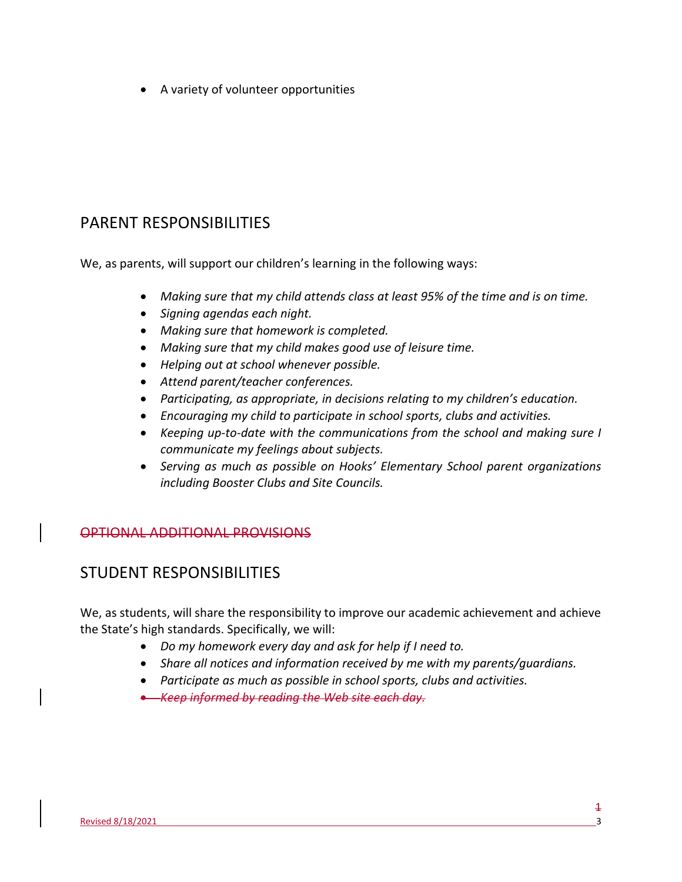- A variety of volunteer opportunities

## PARENT RESPONSIBILITIES

We, as parents, will support our children's learning in the following ways:

- *Making sure that my child attends class at least 95% of the time and is on time.*
- *Signing agendas each night.*
- *Making sure that homework is completed.*
- *Making sure that my child makes good use of leisure time.*
- *Helping out at school whenever possible.*
- *Attend parent/teacher conferences.*
- *Participating, as appropriate, in decisions relating to my children's education.*
- *Encouraging my child to participate in school sports, clubs and activities.*
- *Keeping up-to-date with the communications from the school and making sure I communicate my feelings about subjects.*
- *Serving as much as possible on Hooks' Elementary School parent organizations including Booster Clubs and Site Councils.*

~~OPTIONAL ADDITIONAL PROVISIONS~~

## STUDENT RESPONSIBILITIES

We, as students, will share the responsibility to improve our academic achievement and achieve the State's high standards. Specifically, we will:

- *Do my homework every day and ask for help if I need to.*
- *Share all notices and information received by me with my parents/guardians.*
- *Participate as much as possible in school sports, clubs and activities.*
- ~~*Keep informed by reading the Web site each day.*~~